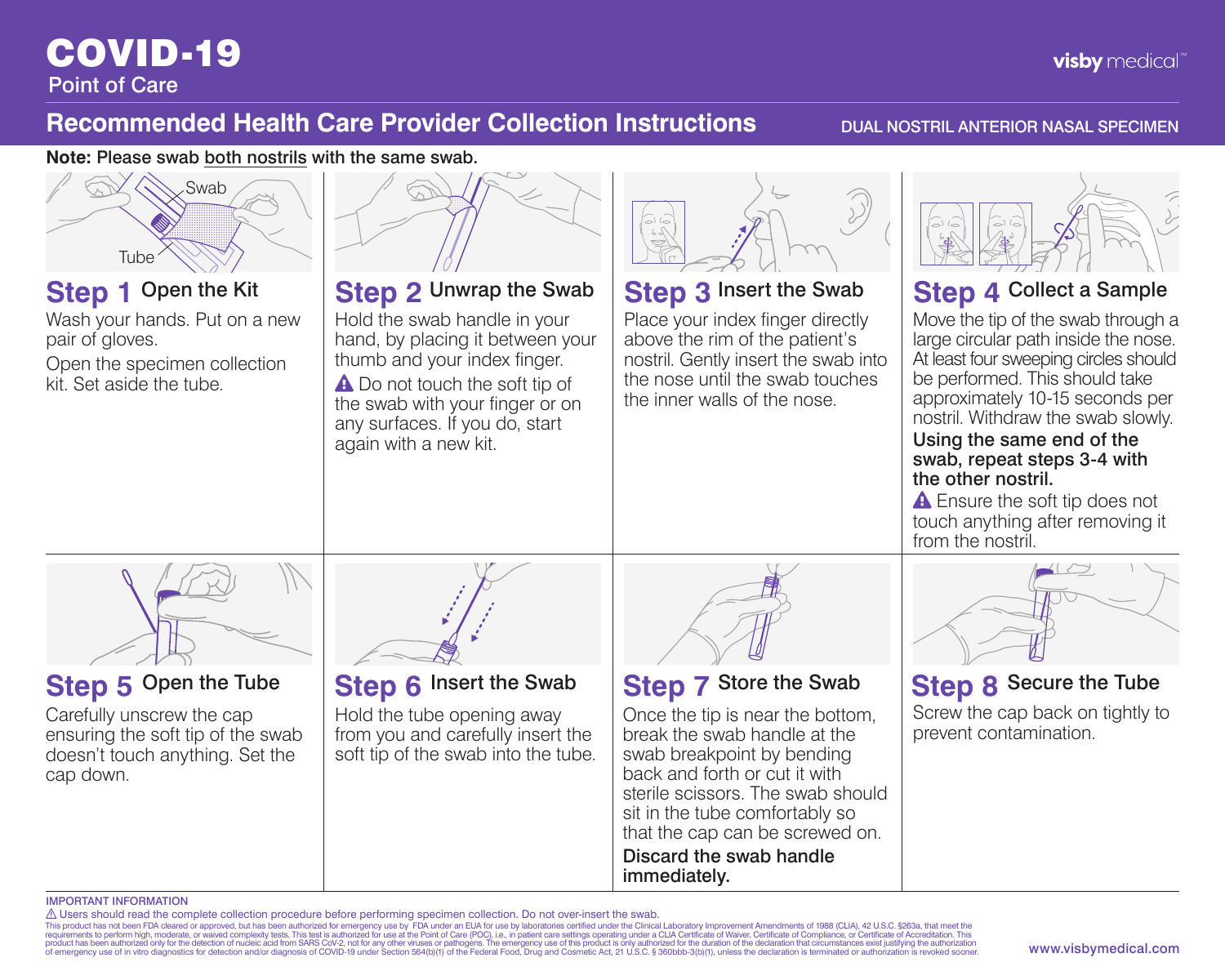# COVID-19

Point of Care

visby medical™

## Recommended Health Care Provider Collection Instructions

DUAL NOSTRIL ANTERIOR NASAL SPECIMEN

**Note:** Please swab both nostrils with the same swab.

Swab

Tube

### Step 1 Open the Kit

Wash your hands. Put on a new pair of gloves.

Open the specimen collection kit. Set aside the tube.

### Step 2 Unwrap the Swab

Hold the swab handle in your hand, by placing it between your thumb and your index finger.

⚠ Do not touch the soft tip of the swab with your finger or on any surfaces. If you do, start again with a new kit.

### Step 3 Insert the Swab

Place your index finger directly above the rim of the patient's nostril. Gently insert the swab into the nose until the swab touches the inner walls of the nose.

### Step 4 Collect a Sample

Move the tip of the swab through a large circular path inside the nose. At least four sweeping circles should be performed. This should take approximately 10-15 seconds per nostril. Withdraw the swab slowly.

**Using the same end of the swab, repeat steps 3-4 with the other nostril.**

⚠ Ensure the soft tip does not touch anything after removing it from the nostril.

### Step 5 Open the Tube

Carefully unscrew the cap ensuring the soft tip of the swab doesn't touch anything. Set the cap down.

### Step 6 Insert the Swab

Hold the tube opening away from you and carefully insert the soft tip of the swab into the tube.

### Step 7 Store the Swab

Once the tip is near the bottom, break the swab handle at the swab breakpoint by bending back and forth or cut it with sterile scissors. The swab should sit in the tube comfortably so that the cap can be screwed on.

**Discard the swab handle immediately.**

### Step 8 Secure the Tube

Screw the cap back on tightly to prevent contamination.

IMPORTANT INFORMATION

⚠ Users should read the complete collection procedure before performing specimen collection. Do not over-insert the swab.

This product has not been FDA cleared or approved, but has been authorized for emergency use by FDA under an EUA for use by laboratories certified under the Clinical Laboratory Improvement Amendments of 1988 (CLIA), 42 U.S.C. §263a, that meet the requirements to perform high, moderate, or waived complexity tests. This test is authorized for use at the Point of Care (POC), i.e., in patient care settings operating under a CLIA Certificate of Waiver, Certificate of Compliance, or Certificate of Accreditation. This product has been authorized only for the detection of nucleic acid from SARS CoV-2, not for any other viruses or pathogens. The emergency use of this product is only authorized for the duration of the declaration that circumstances exist justifying the authorization of emergency use of in vitro diagnostics for detection and/or diagnosis of COVID-19 under Section 564(b)(1) of the Federal Food, Drug and Cosmetic Act, 21 U.S.C. § 360bbb-3(b)(1), unless the declaration is terminated or authorization is revoked sooner.

www.visbymedical.com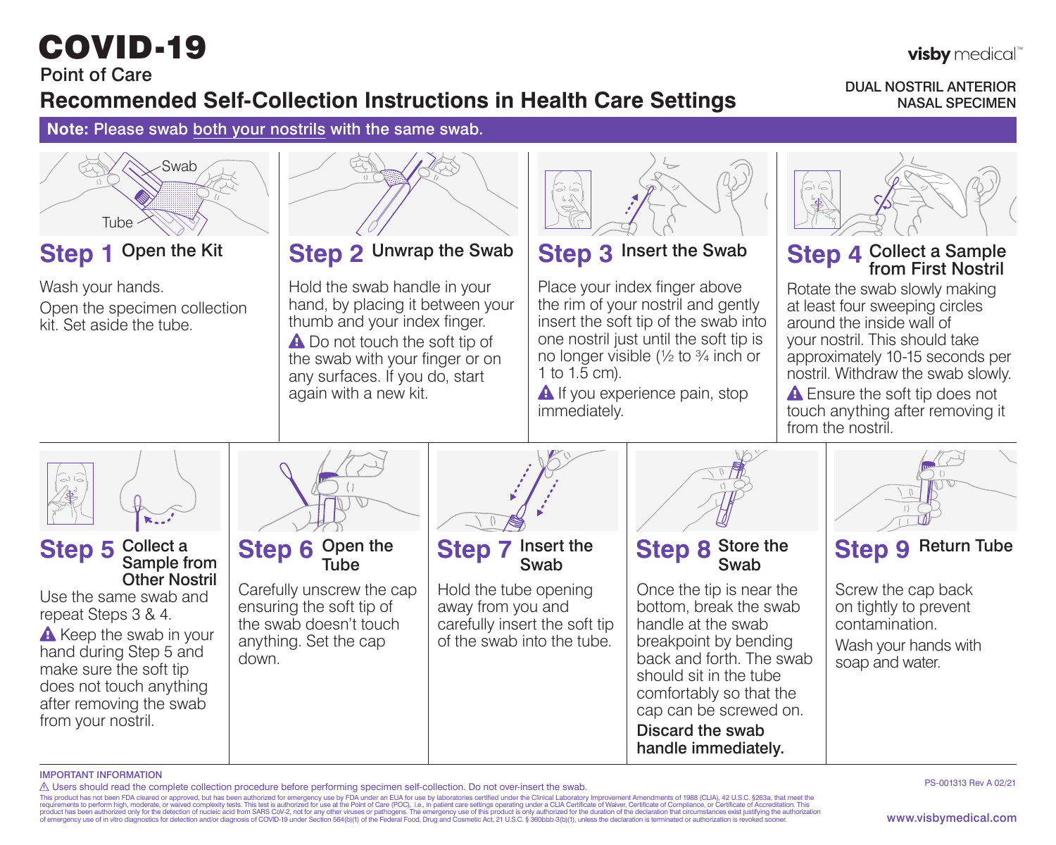# COVID-19

visby medical™

Point of Care

## Recommended Self-Collection Instructions in Health Care Settings

DUAL NOSTRIL ANTERIOR NASAL SPECIMEN

**Note:** Please swab both your nostrils with the same swab.

Swab

Tube

### Step 1 Open the Kit

Wash your hands.

Open the specimen collection kit. Set aside the tube.

### Step 2 Unwrap the Swab

Hold the swab handle in your hand, by placing it between your thumb and your index finger.

⚠ Do not touch the soft tip of the swab with your finger or on any surfaces. If you do, start again with a new kit.

### Step 3 Insert the Swab

Place your index finger above the rim of your nostril and gently insert the soft tip of the swab into one nostril just until the soft tip is no longer visible (½ to ¾ inch or 1 to 1.5 cm).

⚠ If you experience pain, stop immediately.

### Step 4 Collect a Sample from First Nostril

Rotate the swab slowly making at least four sweeping circles around the inside wall of your nostril. This should take approximately 10-15 seconds per nostril. Withdraw the swab slowly.

⚠ Ensure the soft tip does not touch anything after removing it from the nostril.

### Step 5 Collect a Sample from Other Nostril

Use the same swab and repeat Steps 3 & 4.

⚠ Keep the swab in your hand during Step 5 and make sure the soft tip does not touch anything after removing the swab from your nostril.

### Step 6 Open the Tube

Carefully unscrew the cap ensuring the soft tip of the swab doesn't touch anything. Set the cap down.

### Step 7 Insert the Swab

Hold the tube opening away from you and carefully insert the soft tip of the swab into the tube.

### Step 8 Store the Swab

Once the tip is near the bottom, break the swab handle at the swab breakpoint by bending back and forth. The swab should sit in the tube comfortably so that the cap can be screwed on.

**Discard the swab handle immediately.**

### Step 9 Return Tube

Screw the cap back on tightly to prevent contamination.

Wash your hands with soap and water.

IMPORTANT INFORMATION

⚠ Users should read the complete collection procedure before performing specimen self-collection. Do not over-insert the swab.

This product has not been FDA cleared or approved, but has been authorized for emergency use by FDA under an EUA for use by laboratories certified under the Clinical Laboratory Improvement Amendments of 1988 (CLIA), 42 U.S.C. §263a, that meet the requirements to perform high, moderate, or waived complexity tests. This test is authorized for use at the Point of Care (POC), i.e., in patient care settings operating under a CLIA Certificate of Waiver, Certificate of Compliance, or Certificate of Accreditation. This product has been authorized only for the detection of nucleic acid from SARS CoV-2, not for any other viruses or pathogens. The emergency use of this product is only authorized for the duration of the declaration that circumstances exist justifying the authorization of emergency use of in vitro diagnostics for detection and/or diagnosis of COVID-19 under Section 564(b)(1) of the Federal Food, Drug and Cosmetic Act, 21 U.S.C. § 360bbb-3(b)(1), unless the declaration is terminated or authorization is revoked sooner.

PS-001313 Rev A 02/21

www.visbymedical.com